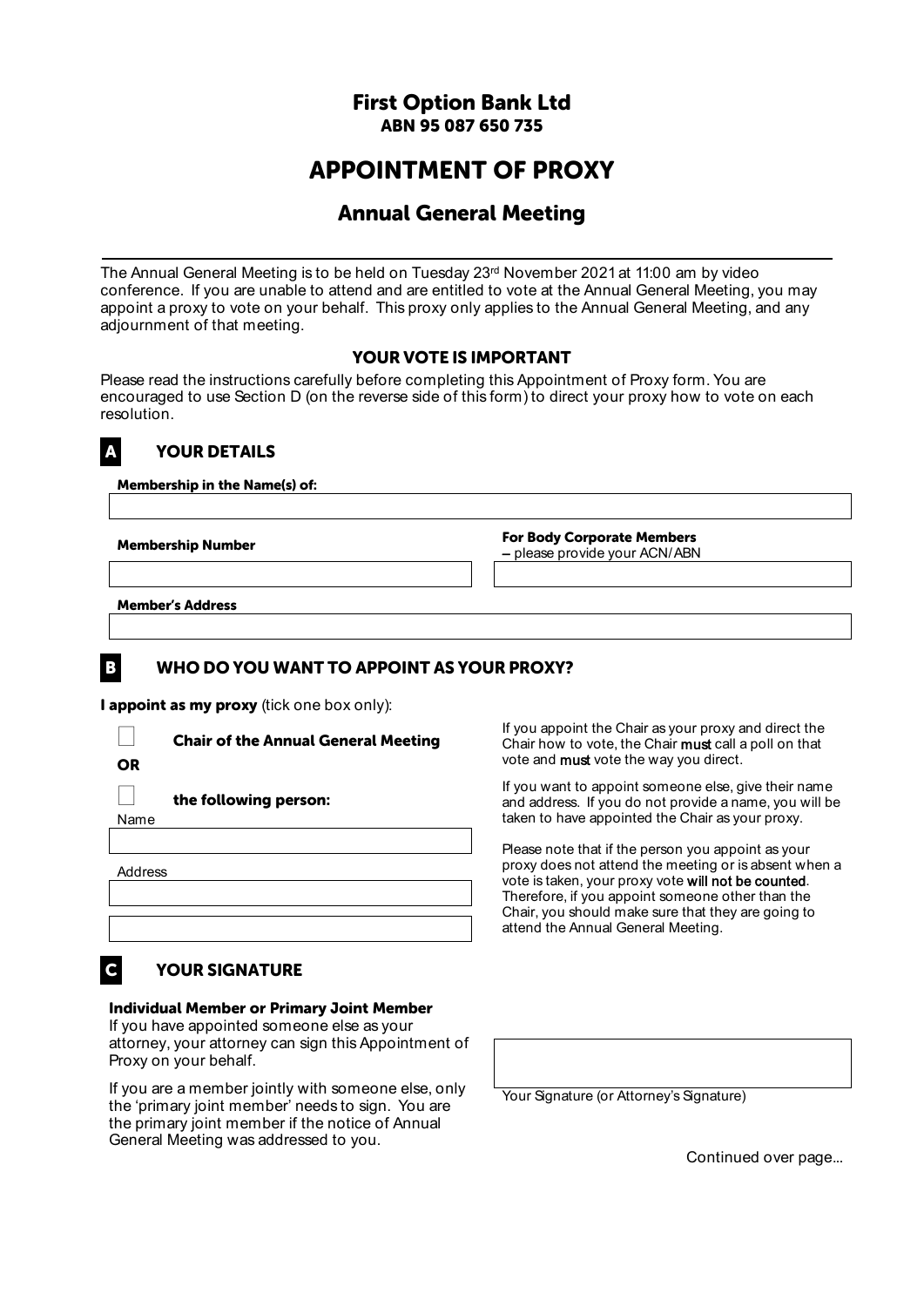# First Option Bank Ltd

**ABN 95 087 650 735**

# APPOINTMENT OF PROXY

## Annual General Meeting

The Annual General Meeting is to be held on Tuesday 23rd November 2021 at 11:00 am by video conference. If you are unable to attend and are entitled to vote at the Annual General Meeting, you may appoint a proxy to vote on your behalf. This proxy only applies to the Annual General Meeting, and any adjournment of that meeting.

### YOUR VOTE IS IMPORTANT

Please read the instructions carefully before completing this Appointment of Proxy form. You are encouraged to use Section D (on the reverse side of this form) to direct your proxy how to vote on each resolution.

## A YOUR DETAILS

**Membership in the Name(s) of:**

**Membership Number**

**For Body Corporate Members** – please provide your ACN/ABN

**Member's Address**

## B WHO DO YOU WANT TO APPOINT AS YOUR PROXY?

**I appoint as my proxy** (tick one box only):

☐ **Chair of the Annual General Meeting**

**OR**

☐ **the following person:**

Name

Address

If you appoint the Chair as your proxy and direct the Chair how to vote, the Chair **must** call a poll on that vote and **must** vote the way you direct.

If you want to appoint someone else, give their name and address. If you do not provide a name, you will be taken to have appointed the Chair as your proxy.

Please note that if the person you appoint as your proxy does not attend the meeting or is absent when a vote is taken, your proxy vote **will not be counted**. Therefore, if you appoint someone other than the Chair, you should make sure that they are going to attend the Annual General Meeting.

## C YOUR SIGNATURE

**Individual Member or Primary Joint Member**

If you have appointed someone else as your attorney, your attorney can sign this Appointment of Proxy on your behalf.

If you are a member jointly with someone else, only the 'primary joint member' needs to sign. You are the primary joint member if the notice of Annual General Meeting was addressed to you.

Your Signature (or Attorney's Signature)

Continued over page...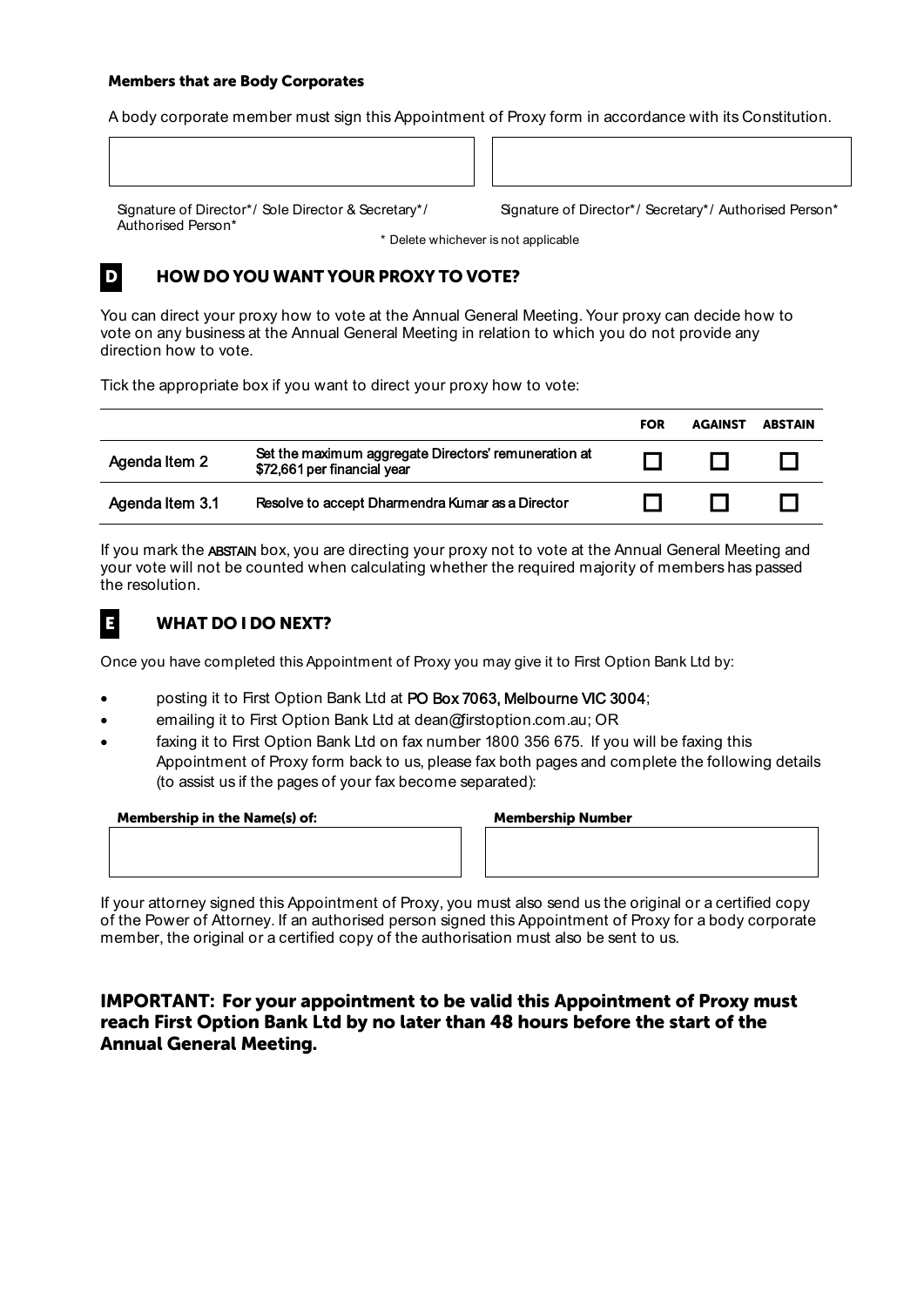#### Members that are Body Corporates

A body corporate member must sign this Appointment of Proxy form in accordance with its Constitution.

| | |
|---|---|
| | |
| Signature of Director*/ Sole Director & Secretary*/ Authorised Person* | Signature of Director*/ Secretary*/ Authorised Person* |

\* Delete whichever is not applicable

## D HOW DO YOU WANT YOUR PROXY TO VOTE?

You can direct your proxy how to vote at the Annual General Meeting. Your proxy can decide how to vote on any business at the Annual General Meeting in relation to which you do not provide any direction how to vote.

Tick the appropriate box if you want to direct your proxy how to vote:

| | | FOR | AGAINST | ABSTAIN |
|---|---|---|---|---|
| Agenda Item 2 | Set the maximum aggregate Directors' remuneration at $72,661 per financial year | ☐ | ☐ | ☐ |
| Agenda Item 3.1 | Resolve to accept Dharmendra Kumar as a Director | ☐ | ☐ | ☐ |

If you mark the ABSTAIN box, you are directing your proxy not to vote at the Annual General Meeting and your vote will not be counted when calculating whether the required majority of members has passed the resolution.

## E WHAT DO I DO NEXT?

Once you have completed this Appointment of Proxy you may give it to First Option Bank Ltd by:

- posting it to First Option Bank Ltd at PO Box 7063, Melbourne VIC 3004;
- emailing it to First Option Bank Ltd at dean@firstoption.com.au; OR
- faxing it to First Option Bank Ltd on fax number 1800 356 675. If you will be faxing this Appointment of Proxy form back to us, please fax both pages and complete the following details (to assist us if the pages of your fax become separated):

| Membership in the Name(s) of: | Membership Number |
|---|---|
| | |

If your attorney signed this Appointment of Proxy, you must also send us the original or a certified copy of the Power of Attorney. If an authorised person signed this Appointment of Proxy for a body corporate member, the original or a certified copy of the authorisation must also be sent to us.

### IMPORTANT: For your appointment to be valid this Appointment of Proxy must reach First Option Bank Ltd by no later than 48 hours before the start of the Annual General Meeting.